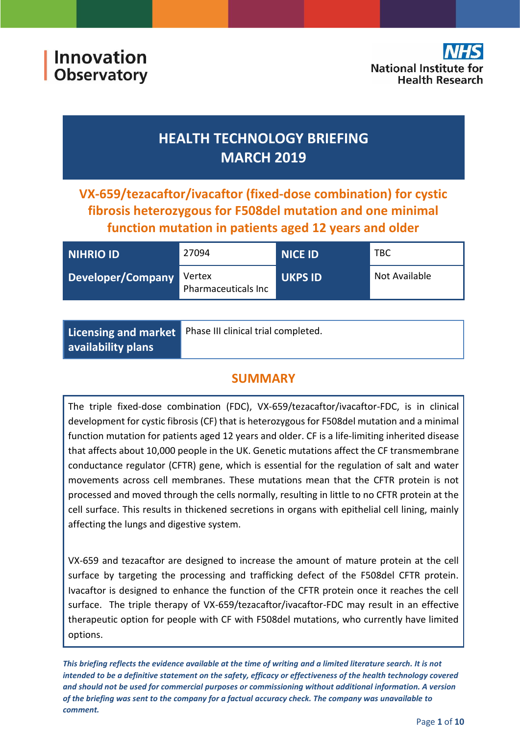Innovation Observatory

National Institute for Health Research

# HEALTH TECHNOLOGY BRIEFING MARCH 2019

## VX-659/tezacaftor/ivacaftor (fixed-dose combination) for cystic fibrosis heterozygous for F508del mutation and one minimal function mutation in patients aged 12 years and older

| NIHRIO ID | 27094 | NICE ID | TBC |
|---|---|---|---|
| Developer/Company | Vertex Pharmaceuticals Inc | UKPS ID | Not Available |

| Licensing and market availability plans | Phase III clinical trial completed. |
|---|---|

## SUMMARY

The triple fixed-dose combination (FDC), VX-659/tezacaftor/ivacaftor-FDC, is in clinical development for cystic fibrosis (CF) that is heterozygous for F508del mutation and a minimal function mutation for patients aged 12 years and older. CF is a life-limiting inherited disease that affects about 10,000 people in the UK. Genetic mutations affect the CF transmembrane conductance regulator (CFTR) gene, which is essential for the regulation of salt and water movements across cell membranes. These mutations mean that the CFTR protein is not processed and moved through the cells normally, resulting in little to no CFTR protein at the cell surface. This results in thickened secretions in organs with epithelial cell lining, mainly affecting the lungs and digestive system.

VX-659 and tezacaftor are designed to increase the amount of mature protein at the cell surface by targeting the processing and trafficking defect of the F508del CFTR protein. Ivacaftor is designed to enhance the function of the CFTR protein once it reaches the cell surface. The triple therapy of VX-659/tezacaftor/ivacaftor-FDC may result in an effective therapeutic option for people with CF with F508del mutations, who currently have limited options.

***This briefing reflects the evidence available at the time of writing and a limited literature search. It is not intended to be a definitive statement on the safety, efficacy or effectiveness of the health technology covered and should not be used for commercial purposes or commissioning without additional information. A version of the briefing was sent to the company for a factual accuracy check. The company was unavailable to comment.***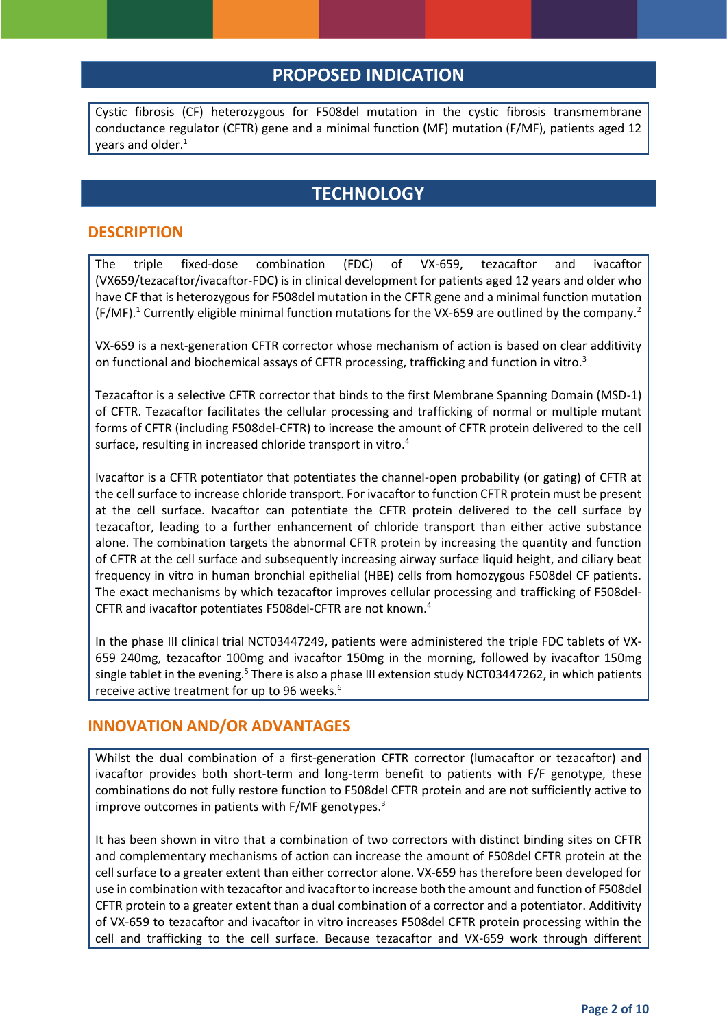## PROPOSED INDICATION

Cystic fibrosis (CF) heterozygous for F508del mutation in the cystic fibrosis transmembrane conductance regulator (CFTR) gene and a minimal function (MF) mutation (F/MF), patients aged 12 years and older.[1]

## TECHNOLOGY

### DESCRIPTION

The triple fixed-dose combination (FDC) of VX-659, tezacaftor and ivacaftor (VX659/tezacaftor/ivacaftor-FDC) is in clinical development for patients aged 12 years and older who have CF that is heterozygous for F508del mutation in the CFTR gene and a minimal function mutation (F/MF).[1] Currently eligible minimal function mutations for the VX-659 are outlined by the company.[2]

VX-659 is a next-generation CFTR corrector whose mechanism of action is based on clear additivity on functional and biochemical assays of CFTR processing, trafficking and function in vitro.[3]

Tezacaftor is a selective CFTR corrector that binds to the first Membrane Spanning Domain (MSD-1) of CFTR. Tezacaftor facilitates the cellular processing and trafficking of normal or multiple mutant forms of CFTR (including F508del-CFTR) to increase the amount of CFTR protein delivered to the cell surface, resulting in increased chloride transport in vitro.[4]

Ivacaftor is a CFTR potentiator that potentiates the channel-open probability (or gating) of CFTR at the cell surface to increase chloride transport. For ivacaftor to function CFTR protein must be present at the cell surface. Ivacaftor can potentiate the CFTR protein delivered to the cell surface by tezacaftor, leading to a further enhancement of chloride transport than either active substance alone. The combination targets the abnormal CFTR protein by increasing the quantity and function of CFTR at the cell surface and subsequently increasing airway surface liquid height, and ciliary beat frequency in vitro in human bronchial epithelial (HBE) cells from homozygous F508del CF patients. The exact mechanisms by which tezacaftor improves cellular processing and trafficking of F508del-CFTR and ivacaftor potentiates F508del-CFTR are not known.[4]

In the phase III clinical trial NCT03447249, patients were administered the triple FDC tablets of VX-659 240mg, tezacaftor 100mg and ivacaftor 150mg in the morning, followed by ivacaftor 150mg single tablet in the evening.[5] There is also a phase III extension study NCT03447262, in which patients receive active treatment for up to 96 weeks.[6]

### INNOVATION AND/OR ADVANTAGES

Whilst the dual combination of a first-generation CFTR corrector (lumacaftor or tezacaftor) and ivacaftor provides both short-term and long-term benefit to patients with F/F genotype, these combinations do not fully restore function to F508del CFTR protein and are not sufficiently active to improve outcomes in patients with F/MF genotypes.[3]

It has been shown in vitro that a combination of two correctors with distinct binding sites on CFTR and complementary mechanisms of action can increase the amount of F508del CFTR protein at the cell surface to a greater extent than either corrector alone. VX-659 has therefore been developed for use in combination with tezacaftor and ivacaftor to increase both the amount and function of F508del CFTR protein to a greater extent than a dual combination of a corrector and a potentiator. Additivity of VX-659 to tezacaftor and ivacaftor in vitro increases F508del CFTR protein processing within the cell and trafficking to the cell surface. Because tezacaftor and VX-659 work through different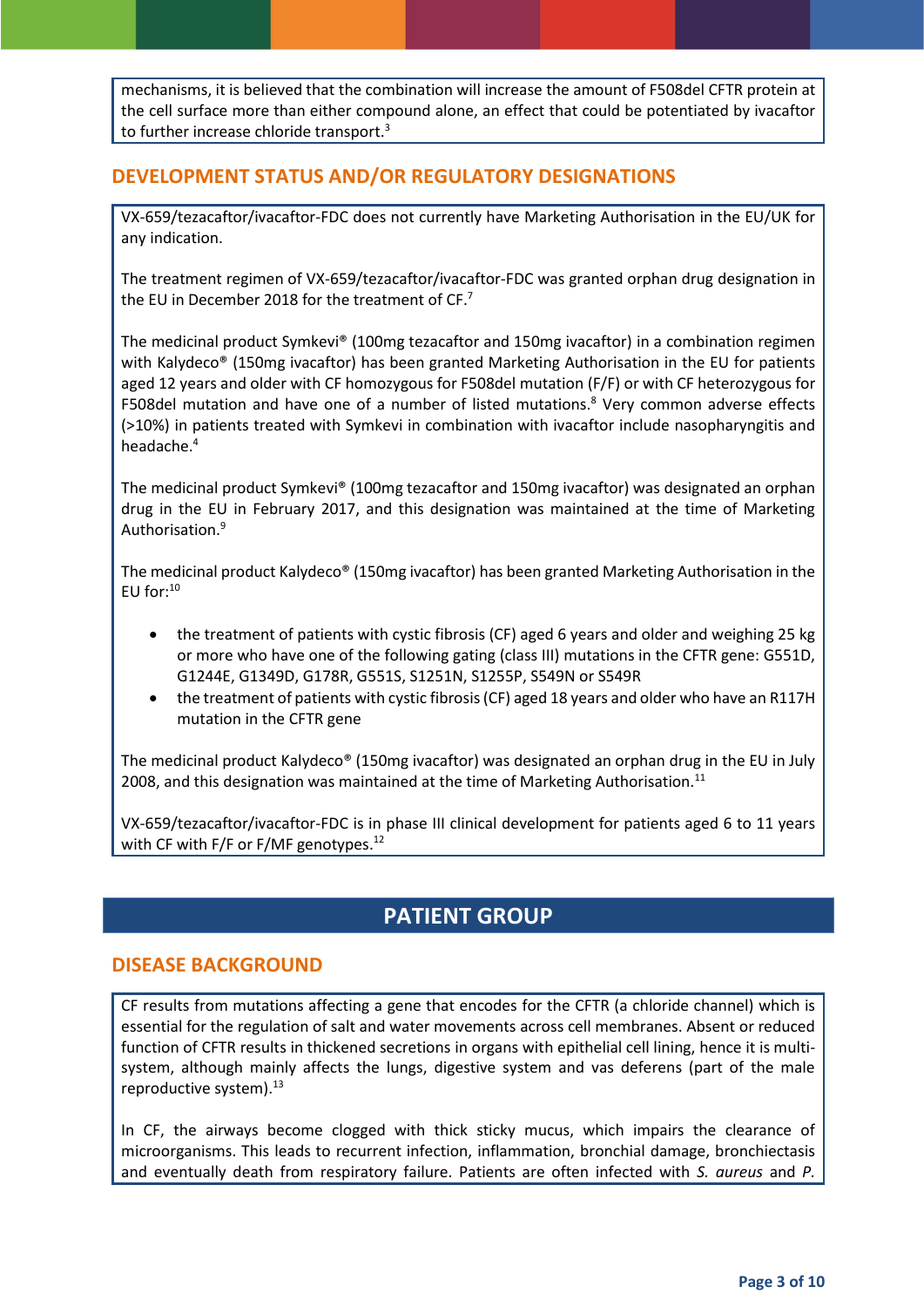mechanisms, it is believed that the combination will increase the amount of F508del CFTR protein at the cell surface more than either compound alone, an effect that could be potentiated by ivacaftor to further increase chloride transport.[3]

## DEVELOPMENT STATUS AND/OR REGULATORY DESIGNATIONS

VX-659/tezacaftor/ivacaftor-FDC does not currently have Marketing Authorisation in the EU/UK for any indication.

The treatment regimen of VX-659/tezacaftor/ivacaftor-FDC was granted orphan drug designation in the EU in December 2018 for the treatment of CF.[7]

The medicinal product Symkevi® (100mg tezacaftor and 150mg ivacaftor) in a combination regimen with Kalydeco® (150mg ivacaftor) has been granted Marketing Authorisation in the EU for patients aged 12 years and older with CF homozygous for F508del mutation (F/F) or with CF heterozygous for F508del mutation and have one of a number of listed mutations.[8] Very common adverse effects (>10%) in patients treated with Symkevi in combination with ivacaftor include nasopharyngitis and headache.[4]

The medicinal product Symkevi® (100mg tezacaftor and 150mg ivacaftor) was designated an orphan drug in the EU in February 2017, and this designation was maintained at the time of Marketing Authorisation.[9]

The medicinal product Kalydeco® (150mg ivacaftor) has been granted Marketing Authorisation in the EU for:[10]

- the treatment of patients with cystic fibrosis (CF) aged 6 years and older and weighing 25 kg or more who have one of the following gating (class III) mutations in the CFTR gene: G551D, G1244E, G1349D, G178R, G551S, S1251N, S1255P, S549N or S549R
- the treatment of patients with cystic fibrosis (CF) aged 18 years and older who have an R117H mutation in the CFTR gene

The medicinal product Kalydeco® (150mg ivacaftor) was designated an orphan drug in the EU in July 2008, and this designation was maintained at the time of Marketing Authorisation.[11]

VX-659/tezacaftor/ivacaftor-FDC is in phase III clinical development for patients aged 6 to 11 years with CF with F/F or F/MF genotypes.[12]

# PATIENT GROUP

## DISEASE BACKGROUND

CF results from mutations affecting a gene that encodes for the CFTR (a chloride channel) which is essential for the regulation of salt and water movements across cell membranes. Absent or reduced function of CFTR results in thickened secretions in organs with epithelial cell lining, hence it is multi-system, although mainly affects the lungs, digestive system and vas deferens (part of the male reproductive system).[13]

In CF, the airways become clogged with thick sticky mucus, which impairs the clearance of microorganisms. This leads to recurrent infection, inflammation, bronchial damage, bronchiectasis and eventually death from respiratory failure. Patients are often infected with *S. aureus* and *P.*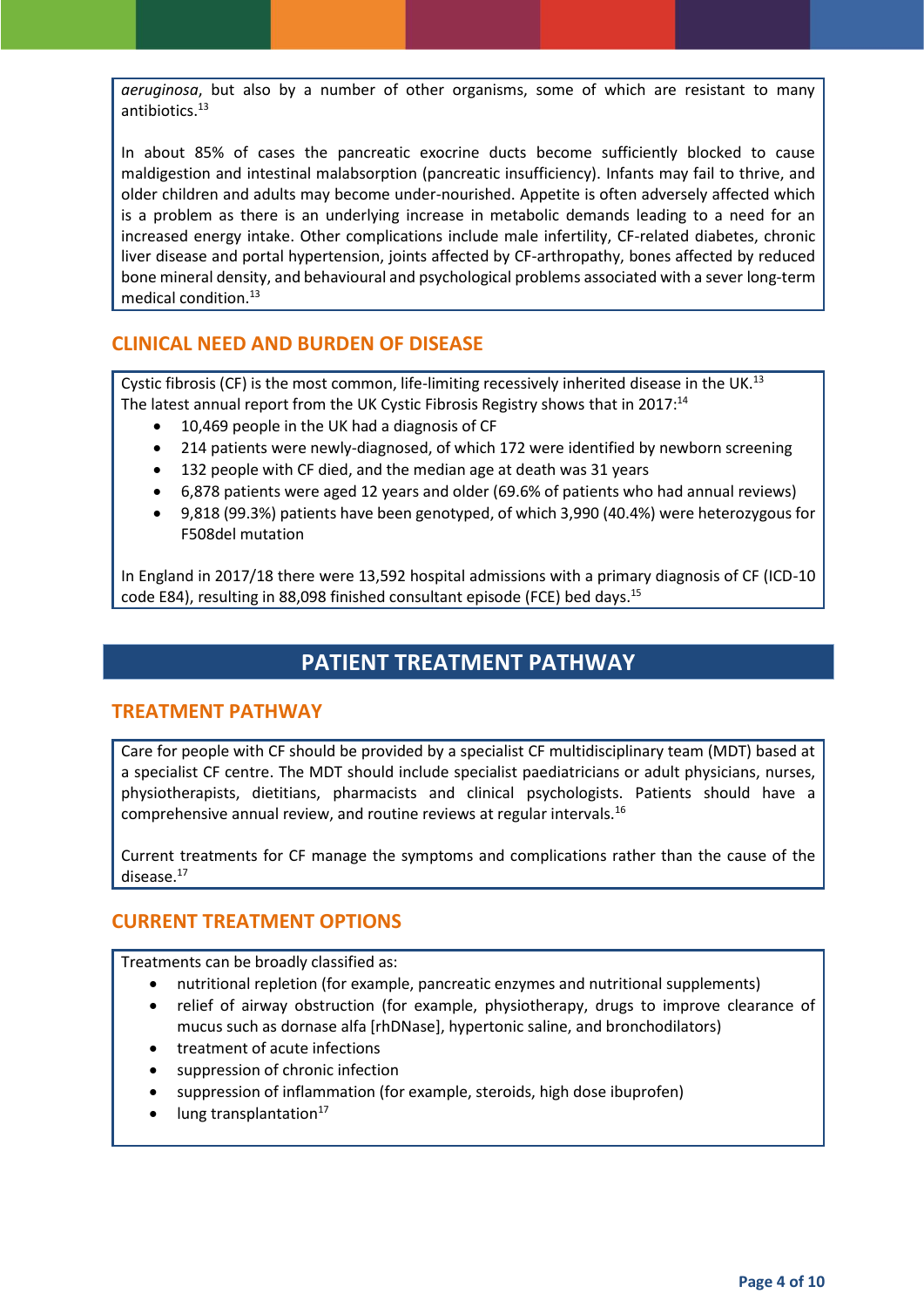*aeruginosa*, but also by a number of other organisms, some of which are resistant to many antibiotics.[13]

In about 85% of cases the pancreatic exocrine ducts become sufficiently blocked to cause maldigestion and intestinal malabsorption (pancreatic insufficiency). Infants may fail to thrive, and older children and adults may become under-nourished. Appetite is often adversely affected which is a problem as there is an underlying increase in metabolic demands leading to a need for an increased energy intake. Other complications include male infertility, CF-related diabetes, chronic liver disease and portal hypertension, joints affected by CF-arthropathy, bones affected by reduced bone mineral density, and behavioural and psychological problems associated with a sever long-term medical condition.[13]

## CLINICAL NEED AND BURDEN OF DISEASE

Cystic fibrosis (CF) is the most common, life-limiting recessively inherited disease in the UK.[13]
The latest annual report from the UK Cystic Fibrosis Registry shows that in 2017:[14]

- 10,469 people in the UK had a diagnosis of CF
- 214 patients were newly-diagnosed, of which 172 were identified by newborn screening
- 132 people with CF died, and the median age at death was 31 years
- 6,878 patients were aged 12 years and older (69.6% of patients who had annual reviews)
- 9,818 (99.3%) patients have been genotyped, of which 3,990 (40.4%) were heterozygous for F508del mutation

In England in 2017/18 there were 13,592 hospital admissions with a primary diagnosis of CF (ICD-10 code E84), resulting in 88,098 finished consultant episode (FCE) bed days.[15]

# PATIENT TREATMENT PATHWAY

## TREATMENT PATHWAY

Care for people with CF should be provided by a specialist CF multidisciplinary team (MDT) based at a specialist CF centre. The MDT should include specialist paediatricians or adult physicians, nurses, physiotherapists, dietitians, pharmacists and clinical psychologists. Patients should have a comprehensive annual review, and routine reviews at regular intervals.[16]

Current treatments for CF manage the symptoms and complications rather than the cause of the disease.[17]

## CURRENT TREATMENT OPTIONS

Treatments can be broadly classified as:

- nutritional repletion (for example, pancreatic enzymes and nutritional supplements)
- relief of airway obstruction (for example, physiotherapy, drugs to improve clearance of mucus such as dornase alfa [rhDNase], hypertonic saline, and bronchodilators)
- treatment of acute infections
- suppression of chronic infection
- suppression of inflammation (for example, steroids, high dose ibuprofen)
- lung transplantation[17]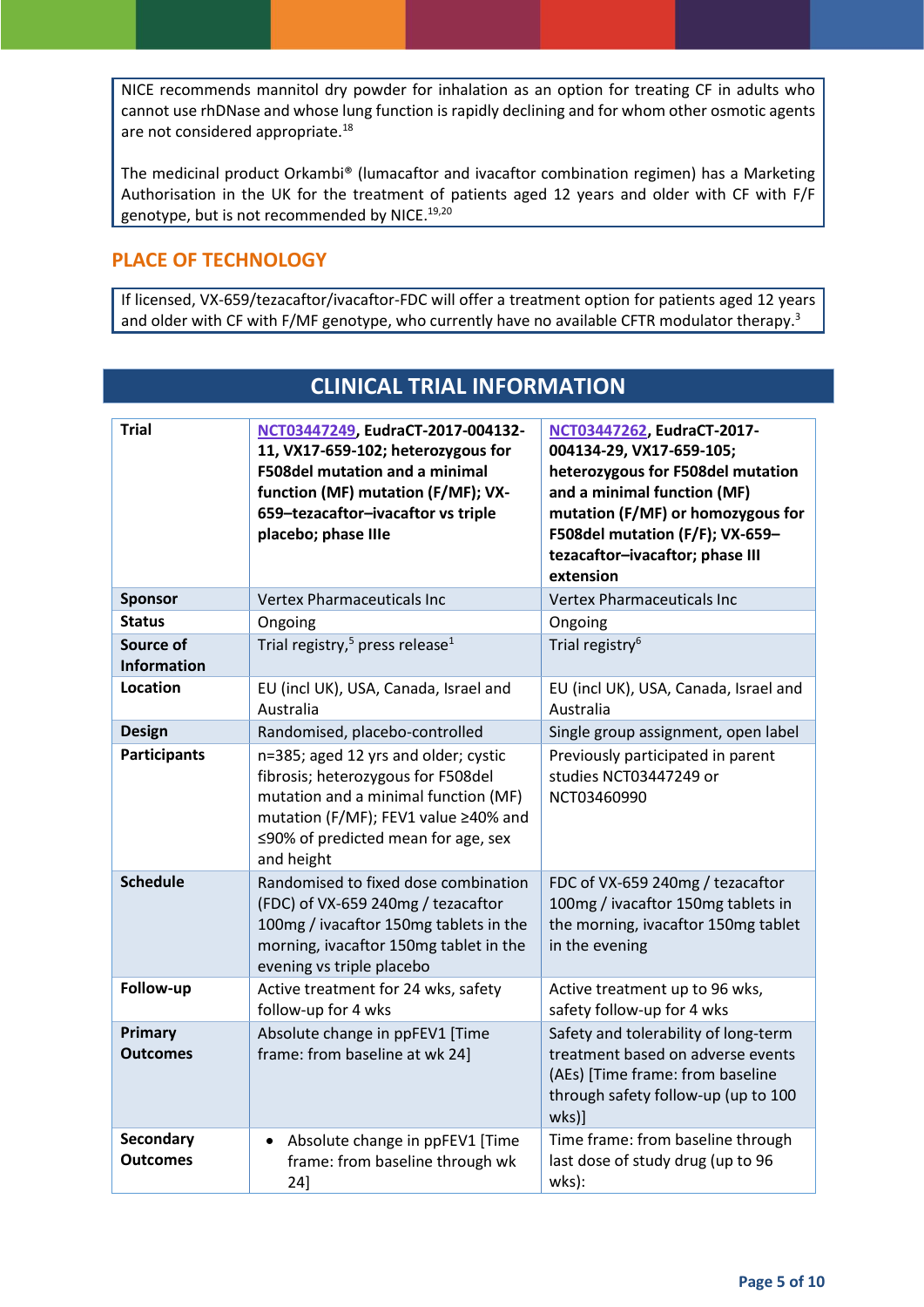NICE recommends mannitol dry powder for inhalation as an option for treating CF in adults who cannot use rhDNase and whose lung function is rapidly declining and for whom other osmotic agents are not considered appropriate.[18]

The medicinal product Orkambi® (lumacaftor and ivacaftor combination regimen) has a Marketing Authorisation in the UK for the treatment of patients aged 12 years and older with CF with F/F genotype, but is not recommended by NICE.[19,20]

## PLACE OF TECHNOLOGY

If licensed, VX-659/tezacaftor/ivacaftor-FDC will offer a treatment option for patients aged 12 years and older with CF with F/MF genotype, who currently have no available CFTR modulator therapy.[3]

## CLINICAL TRIAL INFORMATION

| Trial | **NCT03447249, EudraCT-2017-004132-11, VX17-659-102; heterozygous for F508del mutation and a minimal function (MF) mutation (F/MF); VX-659–tezacaftor–ivacaftor vs triple placebo; phase IIIe** | **NCT03447262, EudraCT-2017-004134-29, VX17-659-105; heterozygous for F508del mutation and a minimal function (MF) mutation (F/MF) or homozygous for F508del mutation (F/F); VX-659–tezacaftor–ivacaftor; phase III extension** |
|---|---|---|
| **Sponsor** | Vertex Pharmaceuticals Inc | Vertex Pharmaceuticals Inc |
| **Status** | Ongoing | Ongoing |
| **Source of Information** | Trial registry,[5] press release[1] | Trial registry[6] |
| **Location** | EU (incl UK), USA, Canada, Israel and Australia | EU (incl UK), USA, Canada, Israel and Australia |
| **Design** | Randomised, placebo-controlled | Single group assignment, open label |
| **Participants** | n=385; aged 12 yrs and older; cystic fibrosis; heterozygous for F508del mutation and a minimal function (MF) mutation (F/MF); FEV1 value ≥40% and ≤90% of predicted mean for age, sex and height | Previously participated in parent studies NCT03447249 or NCT03460990 |
| **Schedule** | Randomised to fixed dose combination (FDC) of VX-659 240mg / tezacaftor 100mg / ivacaftor 150mg tablets in the morning, ivacaftor 150mg tablet in the evening vs triple placebo | FDC of VX-659 240mg / tezacaftor 100mg / ivacaftor 150mg tablets in the morning, ivacaftor 150mg tablet in the evening |
| **Follow-up** | Active treatment for 24 wks, safety follow-up for 4 wks | Active treatment up to 96 wks, safety follow-up for 4 wks |
| **Primary Outcomes** | Absolute change in ppFEV1 [Time frame: from baseline at wk 24] | Safety and tolerability of long-term treatment based on adverse events (AEs) [Time frame: from baseline through safety follow-up (up to 100 wks)] |
| **Secondary Outcomes** | • Absolute change in ppFEV1 [Time frame: from baseline through wk 24] | Time frame: from baseline through last dose of study drug (up to 96 wks): |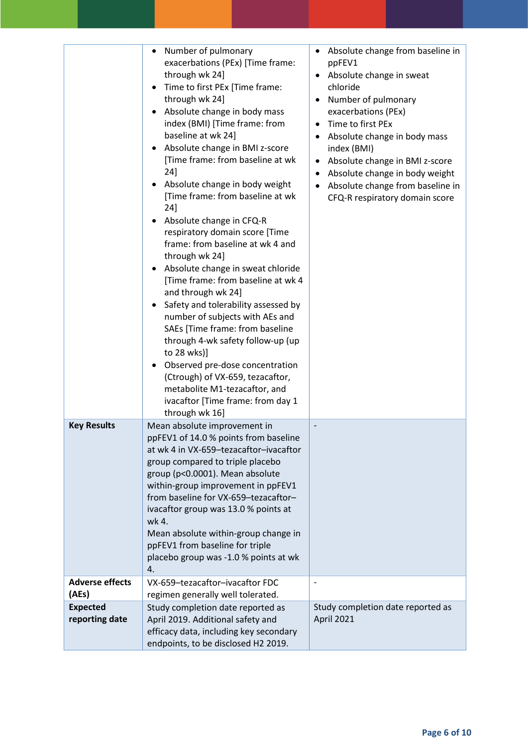| | | |
|---|---|---|
| | • Number of pulmonary exacerbations (PEx) [Time frame: through wk 24]<br>• Time to first PEx [Time frame: through wk 24]<br>• Absolute change in body mass index (BMI) [Time frame: from baseline at wk 24]<br>• Absolute change in BMI z-score [Time frame: from baseline at wk 24]<br>• Absolute change in body weight [Time frame: from baseline at wk 24]<br>• Absolute change in CFQ-R respiratory domain score [Time frame: from baseline at wk 4 and through wk 24]<br>• Absolute change in sweat chloride [Time frame: from baseline at wk 4 and through wk 24]<br>• Safety and tolerability assessed by number of subjects with AEs and SAEs [Time frame: from baseline through 4-wk safety follow-up (up to 28 wks)]<br>• Observed pre-dose concentration (Ctrough) of VX-659, tezacaftor, metabolite M1-tezacaftor, and ivacaftor [Time frame: from day 1 through wk 16] | • Absolute change from baseline in ppFEV1<br>• Absolute change in sweat chloride<br>• Number of pulmonary exacerbations (PEx)<br>• Time to first PEx<br>• Absolute change in body mass index (BMI)<br>• Absolute change in BMI z-score<br>• Absolute change in body weight<br>• Absolute change from baseline in CFQ-R respiratory domain score |
| **Key Results** | Mean absolute improvement in ppFEV1 of 14.0 % points from baseline at wk 4 in VX-659–tezacaftor–ivacaftor group compared to triple placebo group ($p<0.0001$). Mean absolute within-group improvement in ppFEV1 from baseline for VX-659–tezacaftor–ivacaftor group was 13.0 % points at wk 4.<br>Mean absolute within-group change in ppFEV1 from baseline for triple placebo group was -1.0 % points at wk 4. | - |
| **Adverse effects (AEs)** | VX-659–tezacaftor–ivacaftor FDC regimen generally well tolerated. | - |
| **Expected reporting date** | Study completion date reported as April 2019. Additional safety and efficacy data, including key secondary endpoints, to be disclosed H2 2019. | Study completion date reported as April 2021 |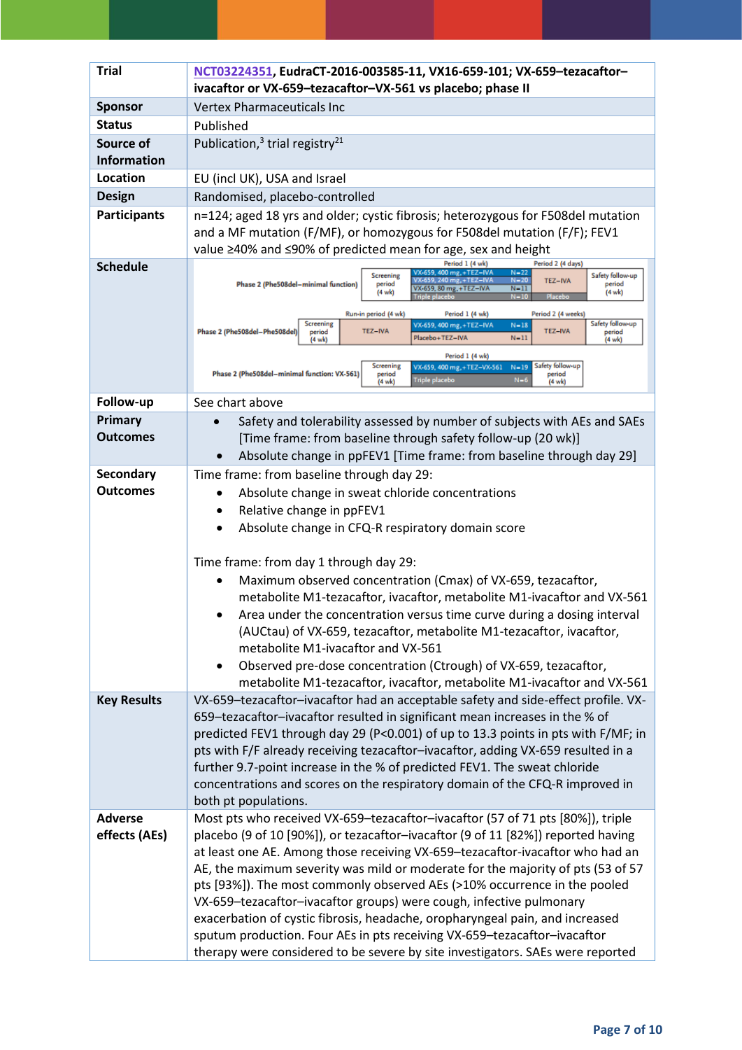| Trial | NCT03224351, EudraCT-2016-003585-11, VX16-659-101; VX-659–tezacaftor–ivacaftor or VX-659–tezacaftor–VX-561 vs placebo; phase II |
|---|---|
| Sponsor | Vertex Pharmaceuticals Inc |
| Status | Published |
| Source of Information | Publication,[3] trial registry[21] |
| Location | EU (incl UK), USA and Israel |
| Design | Randomised, placebo-controlled |
| Participants | n=124; aged 18 yrs and older; cystic fibrosis; heterozygous for F508del mutation and a MF mutation (F/MF), or homozygous for F508del mutation (F/F); FEV1 value ≥40% and ≤90% of predicted mean for age, sex and height |
| Schedule | Phase 2 (Phe508del–minimal function): Screening period (4 wk); Period 1 (4 wk): VX-659, 400 mg,+TEZ–IVA N=22; VX-659, 240 mg,+TEZ–IVA N=20; VX-659, 80 mg,+TEZ–IVA N=11; Triple placebo N=10; Period 2 (4 days): TEZ–IVA / Placebo; Safety follow-up period (4 wk)<br>Phase 2 (Phe508del–Phe508del): Screening period (4 wk); Run-in period (4 wk): TEZ–IVA; Period 1 (4 wk): VX-659, 400 mg,+TEZ–IVA N=18; Placebo+TEZ–IVA N=11; Period 2 (4 weeks): TEZ–IVA; Safety follow-up period (4 wk)<br>Phase 2 (Phe508del–minimal function: VX-561): Screening period (4 wk); Period 1 (4 wk): VX-659, 400 mg,+TEZ–VX-561 N=19; Triple placebo N=6; Safety follow-up period (4 wk) |
| Follow-up | See chart above |
| Primary Outcomes | • Safety and tolerability assessed by number of subjects with AEs and SAEs [Time frame: from baseline through safety follow-up (20 wk)]<br>• Absolute change in ppFEV1 [Time frame: from baseline through day 29] |
| Secondary Outcomes | Time frame: from baseline through day 29:<br>• Absolute change in sweat chloride concentrations<br>• Relative change in ppFEV1<br>• Absolute change in CFQ-R respiratory domain score<br><br>Time frame: from day 1 through day 29:<br>• Maximum observed concentration (Cmax) of VX-659, tezacaftor, metabolite M1-tezacaftor, ivacaftor, metabolite M1-ivacaftor and VX-561<br>• Area under the concentration versus time curve during a dosing interval (AUCtau) of VX-659, tezacaftor, metabolite M1-tezacaftor, ivacaftor, metabolite M1-ivacaftor and VX-561<br>• Observed pre-dose concentration (Ctrough) of VX-659, tezacaftor, metabolite M1-tezacaftor, ivacaftor, metabolite M1-ivacaftor and VX-561 |
| Key Results | VX-659–tezacaftor–ivacaftor had an acceptable safety and side-effect profile. VX-659–tezacaftor–ivacaftor resulted in significant mean increases in the % of predicted FEV1 through day 29 (P<0.001) of up to 13.3 points in pts with F/MF; in pts with F/F already receiving tezacaftor–ivacaftor, adding VX-659 resulted in a further 9.7-point increase in the % of predicted FEV1. The sweat chloride concentrations and scores on the respiratory domain of the CFQ-R improved in both pt populations. |
| Adverse effects (AEs) | Most pts who received VX-659–tezacaftor–ivacaftor (57 of 71 pts [80%]), triple placebo (9 of 10 [90%]), or tezacaftor–ivacaftor (9 of 11 [82%]) reported having at least one AE. Among those receiving VX-659–tezacaftor-ivacaftor who had an AE, the maximum severity was mild or moderate for the majority of pts (53 of 57 pts [93%]). The most commonly observed AEs (>10% occurrence in the pooled VX-659–tezacaftor–ivacaftor groups) were cough, infective pulmonary exacerbation of cystic fibrosis, headache, oropharyngeal pain, and increased sputum production. Four AEs in pts receiving VX-659–tezacaftor–ivacaftor therapy were considered to be severe by site investigators. SAEs were reported |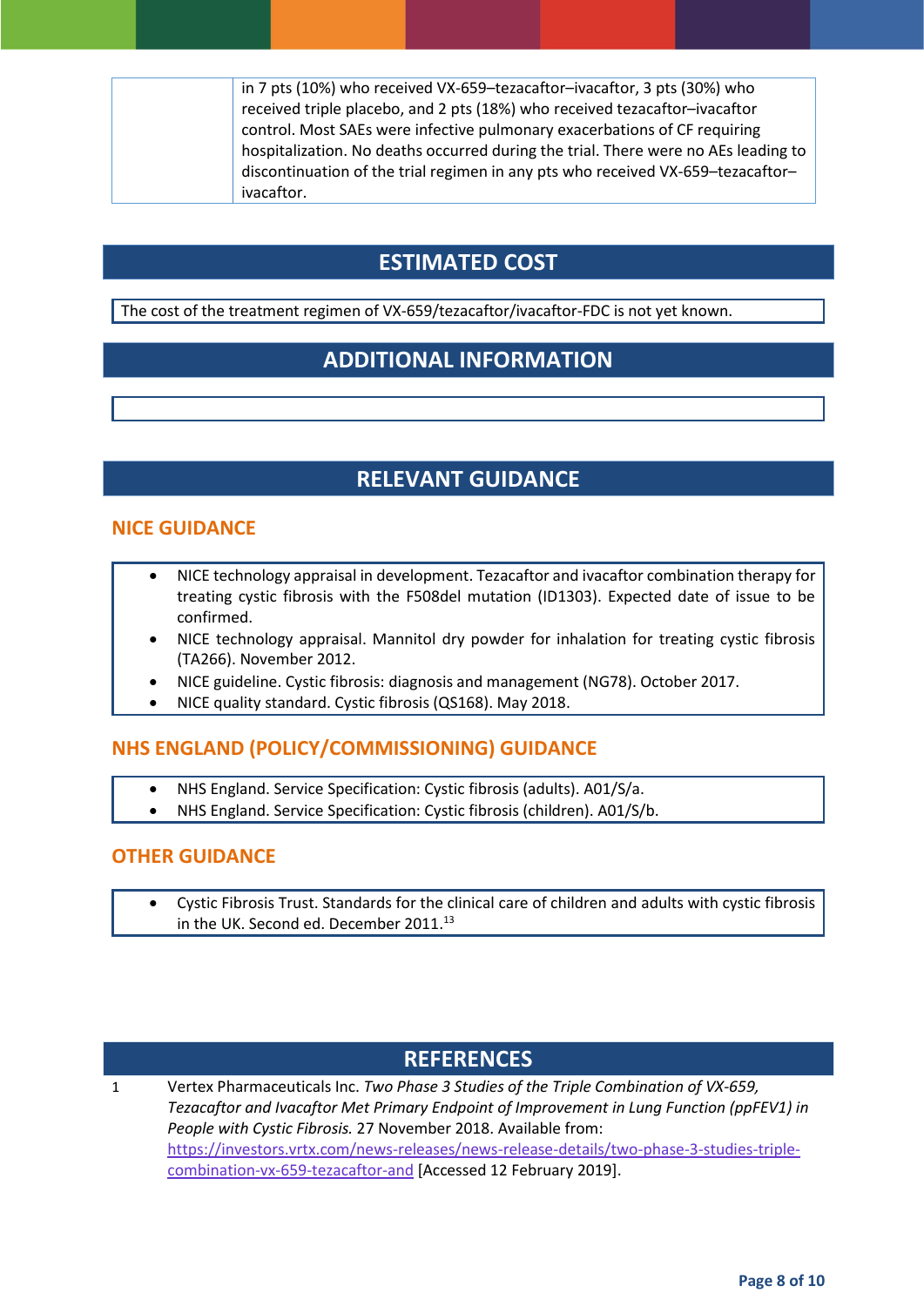| | in 7 pts (10%) who received VX-659–tezacaftor–ivacaftor, 3 pts (30%) who received triple placebo, and 2 pts (18%) who received tezacaftor–ivacaftor control. Most SAEs were infective pulmonary exacerbations of CF requiring hospitalization. No deaths occurred during the trial. There were no AEs leading to discontinuation of the trial regimen in any pts who received VX-659–tezacaftor–ivacaftor. |
|---|---|

## ESTIMATED COST

The cost of the treatment regimen of VX-659/tezacaftor/ivacaftor-FDC is not yet known.

## ADDITIONAL INFORMATION

## RELEVANT GUIDANCE

### NICE GUIDANCE

- NICE technology appraisal in development. Tezacaftor and ivacaftor combination therapy for treating cystic fibrosis with the F508del mutation (ID1303). Expected date of issue to be confirmed.
- NICE technology appraisal. Mannitol dry powder for inhalation for treating cystic fibrosis (TA266). November 2012.
- NICE guideline. Cystic fibrosis: diagnosis and management (NG78). October 2017.
- NICE quality standard. Cystic fibrosis (QS168). May 2018.

### NHS ENGLAND (POLICY/COMMISSIONING) GUIDANCE

- NHS England. Service Specification: Cystic fibrosis (adults). A01/S/a.
- NHS England. Service Specification: Cystic fibrosis (children). A01/S/b.

### OTHER GUIDANCE

- Cystic Fibrosis Trust. Standards for the clinical care of children and adults with cystic fibrosis in the UK. Second ed. December 2011.[13]

## REFERENCES

1 Vertex Pharmaceuticals Inc. *Two Phase 3 Studies of the Triple Combination of VX-659, Tezacaftor and Ivacaftor Met Primary Endpoint of Improvement in Lung Function (ppFEV1) in People with Cystic Fibrosis.* 27 November 2018. Available from: https://investors.vrtx.com/news-releases/news-release-details/two-phase-3-studies-triple-combination-vx-659-tezacaftor-and [Accessed 12 February 2019].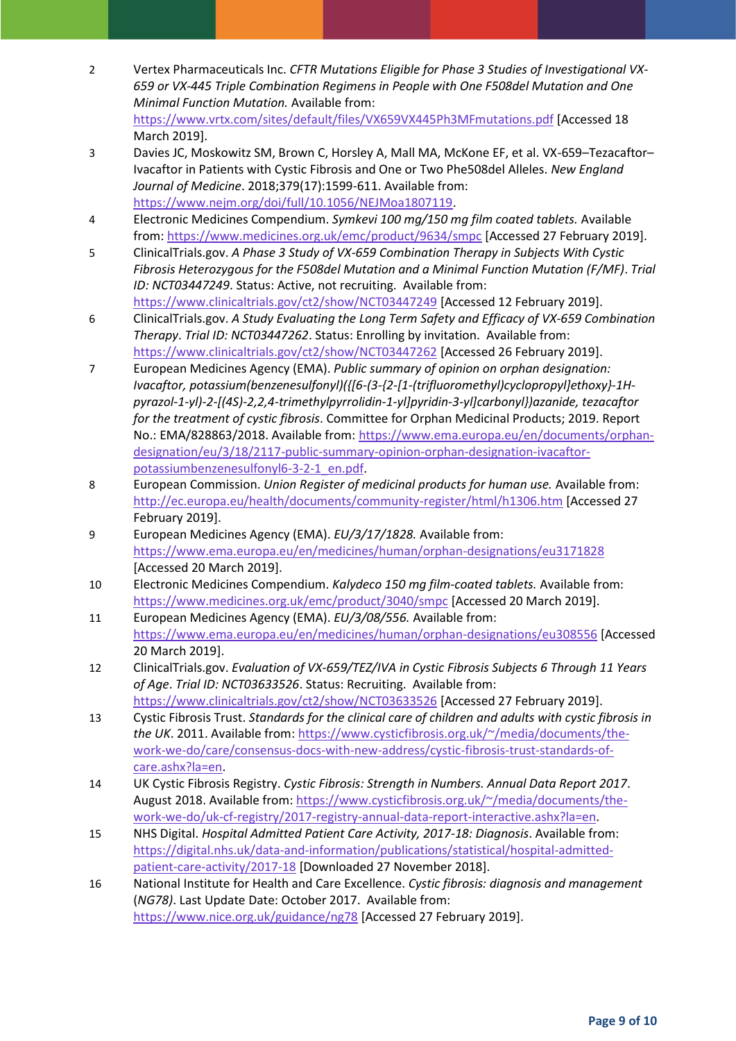2 Vertex Pharmaceuticals Inc. *CFTR Mutations Eligible for Phase 3 Studies of Investigational VX-659 or VX-445 Triple Combination Regimens in People with One F508del Mutation and One Minimal Function Mutation.* Available from: https://www.vrtx.com/sites/default/files/VX659VX445Ph3MFmutations.pdf [Accessed 18 March 2019].

3 Davies JC, Moskowitz SM, Brown C, Horsley A, Mall MA, McKone EF, et al. VX-659–Tezacaftor–Ivacaftor in Patients with Cystic Fibrosis and One or Two Phe508del Alleles. *New England Journal of Medicine*. 2018;379(17):1599-611. Available from: https://www.nejm.org/doi/full/10.1056/NEJMoa1807119.

4 Electronic Medicines Compendium. *Symkevi 100 mg/150 mg film coated tablets.* Available from: https://www.medicines.org.uk/emc/product/9634/smpc [Accessed 27 February 2019].

5 ClinicalTrials.gov. *A Phase 3 Study of VX-659 Combination Therapy in Subjects With Cystic Fibrosis Heterozygous for the F508del Mutation and a Minimal Function Mutation (F/MF)*. *Trial ID: NCT03447249*. Status: Active, not recruiting. Available from: https://www.clinicaltrials.gov/ct2/show/NCT03447249 [Accessed 12 February 2019].

6 ClinicalTrials.gov. *A Study Evaluating the Long Term Safety and Efficacy of VX-659 Combination Therapy*. *Trial ID: NCT03447262*. Status: Enrolling by invitation. Available from: https://www.clinicaltrials.gov/ct2/show/NCT03447262 [Accessed 26 February 2019].

7 European Medicines Agency (EMA). *Public summary of opinion on orphan designation: Ivacaftor, potassium(benzenesulfonyl)({[6-(3-{2-[1-(trifluoromethyl)cyclopropyl]ethoxy}-1H-pyrazol-1-yl)-2-[(4S)-2,2,4-trimethylpyrrolidin-1-yl]pyridin-3-yl]carbonyl})azanide, tezacaftor for the treatment of cystic fibrosis*. Committee for Orphan Medicinal Products; 2019. Report No.: EMA/828863/2018. Available from: https://www.ema.europa.eu/en/documents/orphan-designation/eu/3/18/2117-public-summary-opinion-orphan-designation-ivacaftor-potassiumbenzenesulfonyl6-3-2-1_en.pdf.

8 European Commission. *Union Register of medicinal products for human use.* Available from: http://ec.europa.eu/health/documents/community-register/html/h1306.htm [Accessed 27 February 2019].

9 European Medicines Agency (EMA). *EU/3/17/1828.* Available from: https://www.ema.europa.eu/en/medicines/human/orphan-designations/eu3171828 [Accessed 20 March 2019].

10 Electronic Medicines Compendium. *Kalydeco 150 mg film-coated tablets.* Available from: https://www.medicines.org.uk/emc/product/3040/smpc [Accessed 20 March 2019].

11 European Medicines Agency (EMA). *EU/3/08/556.* Available from: https://www.ema.europa.eu/en/medicines/human/orphan-designations/eu308556 [Accessed 20 March 2019].

12 ClinicalTrials.gov. *Evaluation of VX-659/TEZ/IVA in Cystic Fibrosis Subjects 6 Through 11 Years of Age*. *Trial ID: NCT03633526*. Status: Recruiting. Available from: https://www.clinicaltrials.gov/ct2/show/NCT03633526 [Accessed 27 February 2019].

13 Cystic Fibrosis Trust. *Standards for the clinical care of children and adults with cystic fibrosis in the UK*. 2011. Available from: https://www.cysticfibrosis.org.uk/~/media/documents/the-work-we-do/care/consensus-docs-with-new-address/cystic-fibrosis-trust-standards-of-care.ashx?la=en.

14 UK Cystic Fibrosis Registry. *Cystic Fibrosis: Strength in Numbers. Annual Data Report 2017*. August 2018. Available from: https://www.cysticfibrosis.org.uk/~/media/documents/the-work-we-do/uk-cf-registry/2017-registry-annual-data-report-interactive.ashx?la=en.

15 NHS Digital. *Hospital Admitted Patient Care Activity, 2017-18: Diagnosis*. Available from: https://digital.nhs.uk/data-and-information/publications/statistical/hospital-admitted-patient-care-activity/2017-18 [Downloaded 27 November 2018].

16 National Institute for Health and Care Excellence. *Cystic fibrosis: diagnosis and management (NG78)*. Last Update Date: October 2017. Available from: https://www.nice.org.uk/guidance/ng78 [Accessed 27 February 2019].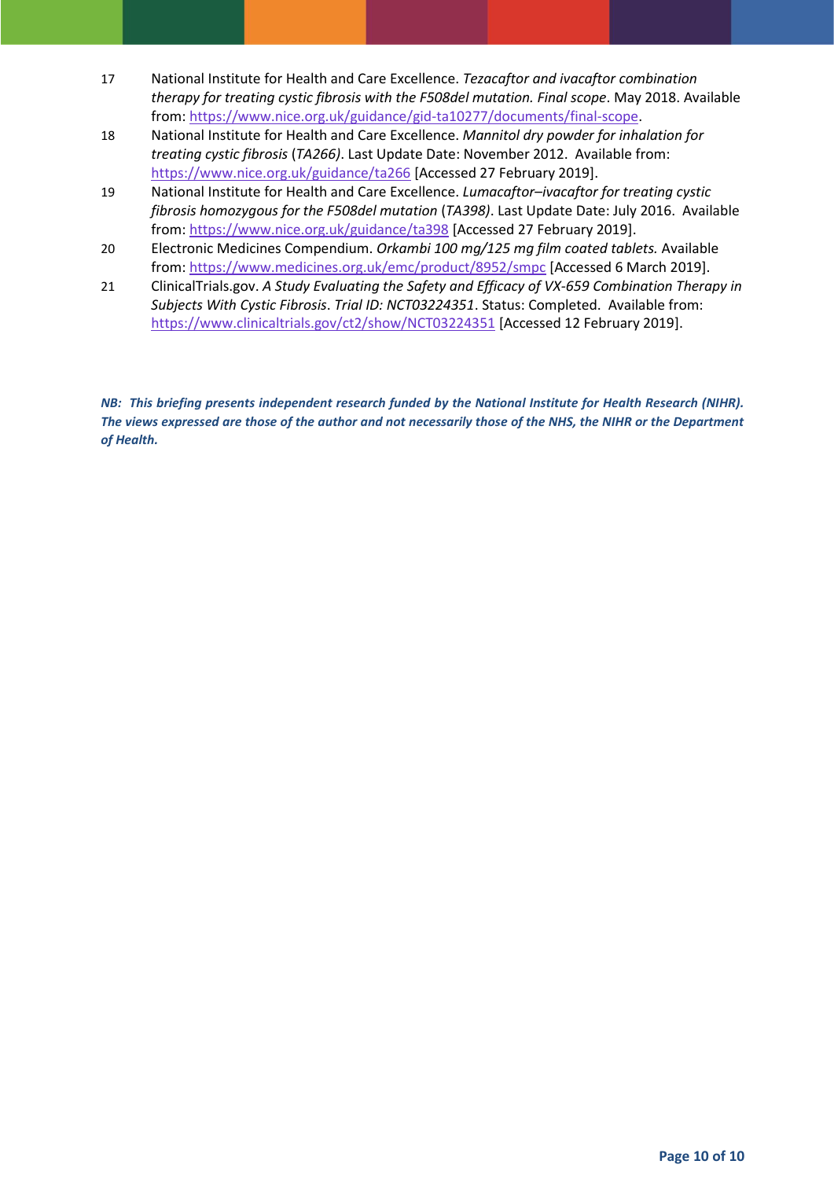17. National Institute for Health and Care Excellence. *Tezacaftor and ivacaftor combination therapy for treating cystic fibrosis with the F508del mutation. Final scope*. May 2018. Available from: https://www.nice.org.uk/guidance/gid-ta10277/documents/final-scope.
18. National Institute for Health and Care Excellence. *Mannitol dry powder for inhalation for treating cystic fibrosis* (*TA266)*. Last Update Date: November 2012. Available from: https://www.nice.org.uk/guidance/ta266 [Accessed 27 February 2019].
19. National Institute for Health and Care Excellence. *Lumacaftor–ivacaftor for treating cystic fibrosis homozygous for the F508del mutation* (*TA398)*. Last Update Date: July 2016. Available from: https://www.nice.org.uk/guidance/ta398 [Accessed 27 February 2019].
20. Electronic Medicines Compendium. *Orkambi 100 mg/125 mg film coated tablets.* Available from: https://www.medicines.org.uk/emc/product/8952/smpc [Accessed 6 March 2019].
21. ClinicalTrials.gov. *A Study Evaluating the Safety and Efficacy of VX-659 Combination Therapy in Subjects With Cystic Fibrosis*. *Trial ID: NCT03224351*. Status: Completed. Available from: https://www.clinicaltrials.gov/ct2/show/NCT03224351 [Accessed 12 February 2019].

***NB: This briefing presents independent research funded by the National Institute for Health Research (NIHR). The views expressed are those of the author and not necessarily those of the NHS, the NIHR or the Department of Health.***